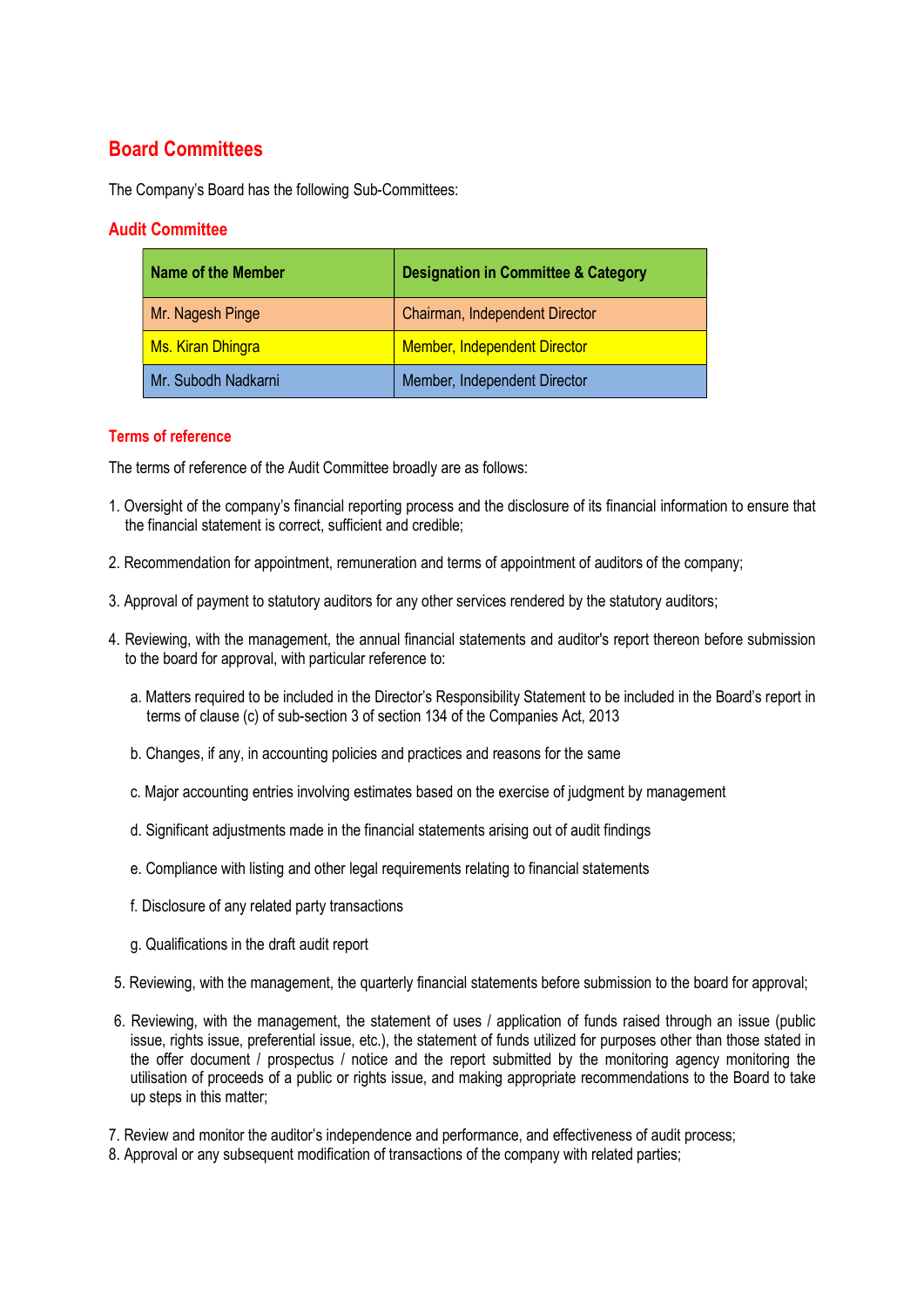## Board Committees

The Company's Board has the following Sub-Committees:

### Audit Committee

| Name of the Member | Designation in Committee & Category |
|---|---|
| Mr. Nagesh Pinge | Chairman, Independent Director |
| Ms. Kiran Dhingra | Member, Independent Director |
| Mr. Subodh Nadkarni | Member, Independent Director |

#### Terms of reference

The terms of reference of the Audit Committee broadly are as follows:

1. Oversight of the company's financial reporting process and the disclosure of its financial information to ensure that the financial statement is correct, sufficient and credible;

2. Recommendation for appointment, remuneration and terms of appointment of auditors of the company;

3. Approval of payment to statutory auditors for any other services rendered by the statutory auditors;

4. Reviewing, with the management, the annual financial statements and auditor's report thereon before submission to the board for approval, with particular reference to:

   a. Matters required to be included in the Director's Responsibility Statement to be included in the Board's report in terms of clause (c) of sub-section 3 of section 134 of the Companies Act, 2013

   b. Changes, if any, in accounting policies and practices and reasons for the same

   c. Major accounting entries involving estimates based on the exercise of judgment by management

   d. Significant adjustments made in the financial statements arising out of audit findings

   e. Compliance with listing and other legal requirements relating to financial statements

   f. Disclosure of any related party transactions

   g. Qualifications in the draft audit report

5. Reviewing, with the management, the quarterly financial statements before submission to the board for approval;

6. Reviewing, with the management, the statement of uses / application of funds raised through an issue (public issue, rights issue, preferential issue, etc.), the statement of funds utilized for purposes other than those stated in the offer document / prospectus / notice and the report submitted by the monitoring agency monitoring the utilisation of proceeds of a public or rights issue, and making appropriate recommendations to the Board to take up steps in this matter;

7. Review and monitor the auditor's independence and performance, and effectiveness of audit process;
8. Approval or any subsequent modification of transactions of the company with related parties;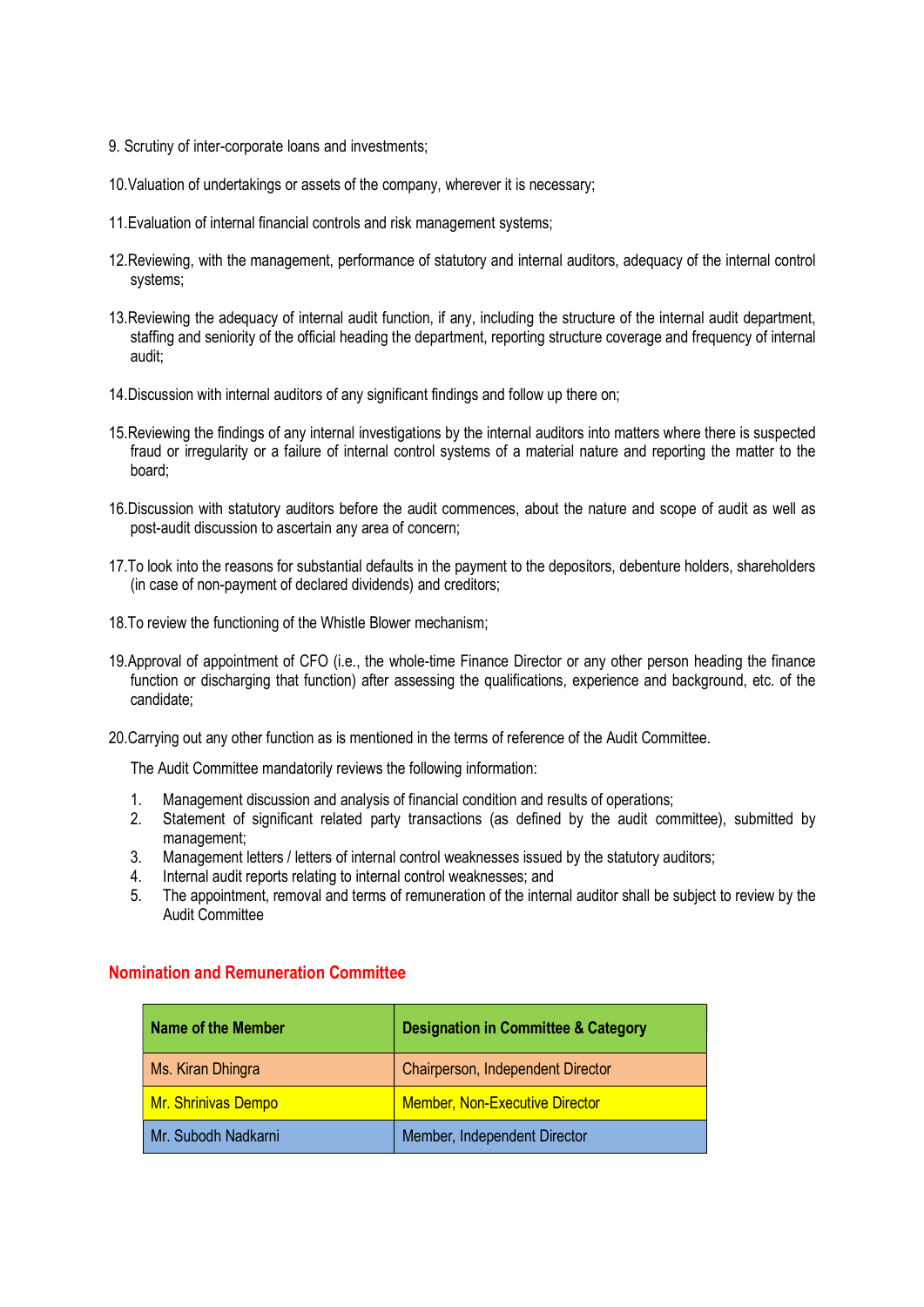9. Scrutiny of inter-corporate loans and investments;

10. Valuation of undertakings or assets of the company, wherever it is necessary;

11. Evaluation of internal financial controls and risk management systems;

12. Reviewing, with the management, performance of statutory and internal auditors, adequacy of the internal control systems;

13. Reviewing the adequacy of internal audit function, if any, including the structure of the internal audit department, staffing and seniority of the official heading the department, reporting structure coverage and frequency of internal audit;

14. Discussion with internal auditors of any significant findings and follow up there on;

15. Reviewing the findings of any internal investigations by the internal auditors into matters where there is suspected fraud or irregularity or a failure of internal control systems of a material nature and reporting the matter to the board;

16. Discussion with statutory auditors before the audit commences, about the nature and scope of audit as well as post-audit discussion to ascertain any area of concern;

17. To look into the reasons for substantial defaults in the payment to the depositors, debenture holders, shareholders (in case of non-payment of declared dividends) and creditors;

18. To review the functioning of the Whistle Blower mechanism;

19. Approval of appointment of CFO (i.e., the whole-time Finance Director or any other person heading the finance function or discharging that function) after assessing the qualifications, experience and background, etc. of the candidate;

20. Carrying out any other function as is mentioned in the terms of reference of the Audit Committee.

The Audit Committee mandatorily reviews the following information:

1. Management discussion and analysis of financial condition and results of operations;
2. Statement of significant related party transactions (as defined by the audit committee), submitted by management;
3. Management letters / letters of internal control weaknesses issued by the statutory auditors;
4. Internal audit reports relating to internal control weaknesses; and
5. The appointment, removal and terms of remuneration of the internal auditor shall be subject to review by the Audit Committee

## Nomination and Remuneration Committee

| Name of the Member | Designation in Committee & Category |
|---|---|
| Ms. Kiran Dhingra | Chairperson, Independent Director |
| Mr. Shrinivas Dempo | Member, Non-Executive Director |
| Mr. Subodh Nadkarni | Member, Independent Director |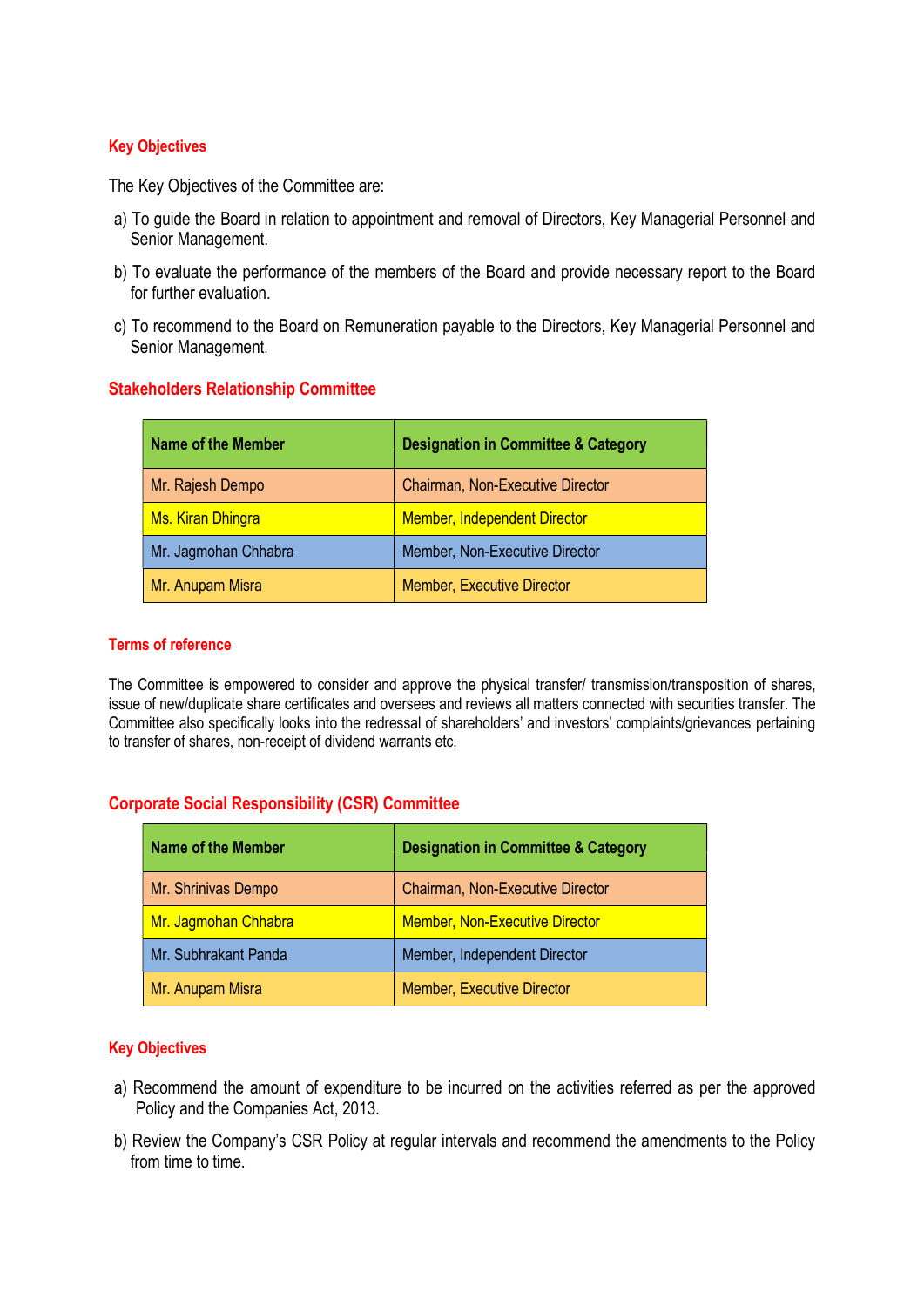### Key Objectives

The Key Objectives of the Committee are:

a) To guide the Board in relation to appointment and removal of Directors, Key Managerial Personnel and Senior Management.

b) To evaluate the performance of the members of the Board and provide necessary report to the Board for further evaluation.

c) To recommend to the Board on Remuneration payable to the Directors, Key Managerial Personnel and Senior Management.

## Stakeholders Relationship Committee

| Name of the Member | Designation in Committee & Category |
|---|---|
| Mr. Rajesh Dempo | Chairman, Non-Executive Director |
| Ms. Kiran Dhingra | Member, Independent Director |
| Mr. Jagmohan Chhabra | Member, Non-Executive Director |
| Mr. Anupam Misra | Member, Executive Director |

### Terms of reference

The Committee is empowered to consider and approve the physical transfer/ transmission/transposition of shares, issue of new/duplicate share certificates and oversees and reviews all matters connected with securities transfer. The Committee also specifically looks into the redressal of shareholders' and investors' complaints/grievances pertaining to transfer of shares, non-receipt of dividend warrants etc.

## Corporate Social Responsibility (CSR) Committee

| Name of the Member | Designation in Committee & Category |
|---|---|
| Mr. Shrinivas Dempo | Chairman, Non-Executive Director |
| Mr. Jagmohan Chhabra | Member, Non-Executive Director |
| Mr. Subhrakant Panda | Member, Independent Director |
| Mr. Anupam Misra | Member, Executive Director |

### Key Objectives

a) Recommend the amount of expenditure to be incurred on the activities referred as per the approved Policy and the Companies Act, 2013.

b) Review the Company's CSR Policy at regular intervals and recommend the amendments to the Policy from time to time.